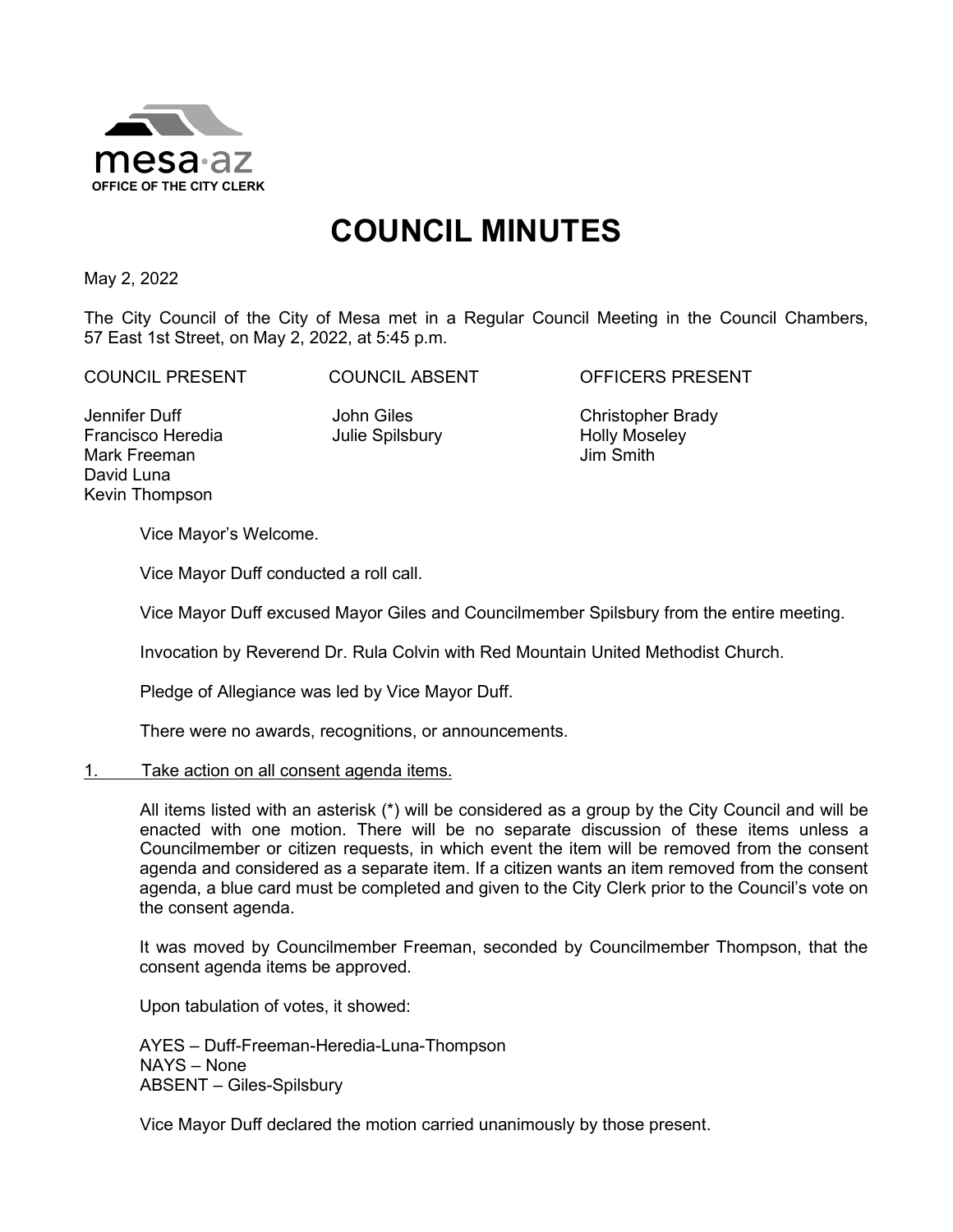mesa·az
OFFICE OF THE CITY CLERK

# COUNCIL MINUTES

May 2, 2022

The City Council of the City of Mesa met in a Regular Council Meeting in the Council Chambers, 57 East 1st Street, on May 2, 2022, at 5:45 p.m.

| COUNCIL PRESENT | COUNCIL ABSENT | OFFICERS PRESENT |
|---|---|---|
| Jennifer Duff | John Giles | Christopher Brady |
| Francisco Heredia | Julie Spilsbury | Holly Moseley |
| Mark Freeman | | Jim Smith |
| David Luna | | |
| Kevin Thompson | | |

Vice Mayor's Welcome.

Vice Mayor Duff conducted a roll call.

Vice Mayor Duff excused Mayor Giles and Councilmember Spilsbury from the entire meeting.

Invocation by Reverend Dr. Rula Colvin with Red Mountain United Methodist Church.

Pledge of Allegiance was led by Vice Mayor Duff.

There were no awards, recognitions, or announcements.

1. <u>Take action on all consent agenda items.</u>

All items listed with an asterisk (*) will be considered as a group by the City Council and will be enacted with one motion. There will be no separate discussion of these items unless a Councilmember or citizen requests, in which event the item will be removed from the consent agenda and considered as a separate item. If a citizen wants an item removed from the consent agenda, a blue card must be completed and given to the City Clerk prior to the Council's vote on the consent agenda.

It was moved by Councilmember Freeman, seconded by Councilmember Thompson, that the consent agenda items be approved.

Upon tabulation of votes, it showed:

AYES – Duff-Freeman-Heredia-Luna-Thompson
NAYS – None
ABSENT – Giles-Spilsbury

Vice Mayor Duff declared the motion carried unanimously by those present.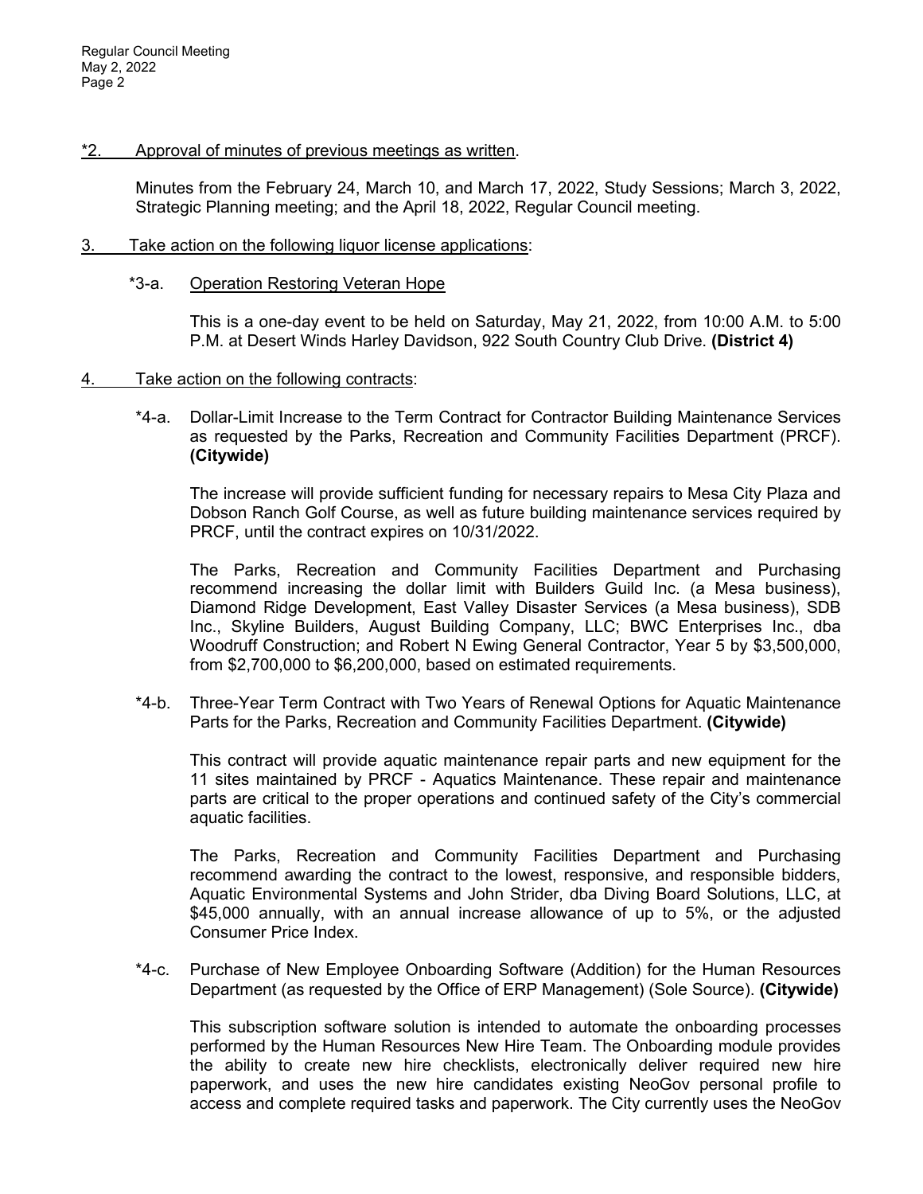\*2. Approval of minutes of previous meetings as written.

Minutes from the February 24, March 10, and March 17, 2022, Study Sessions; March 3, 2022, Strategic Planning meeting; and the April 18, 2022, Regular Council meeting.

3. Take action on the following liquor license applications:

*3-a. Operation Restoring Veteran Hope

This is a one-day event to be held on Saturday, May 21, 2022, from 10:00 A.M. to 5:00 P.M. at Desert Winds Harley Davidson, 922 South Country Club Drive. **(District 4)**

4. Take action on the following contracts:

*4-a. Dollar-Limit Increase to the Term Contract for Contractor Building Maintenance Services as requested by the Parks, Recreation and Community Facilities Department (PRCF). **(Citywide)**

The increase will provide sufficient funding for necessary repairs to Mesa City Plaza and Dobson Ranch Golf Course, as well as future building maintenance services required by PRCF, until the contract expires on 10/31/2022.

The Parks, Recreation and Community Facilities Department and Purchasing recommend increasing the dollar limit with Builders Guild Inc. (a Mesa business), Diamond Ridge Development, East Valley Disaster Services (a Mesa business), SDB Inc., Skyline Builders, August Building Company, LLC; BWC Enterprises Inc., dba Woodruff Construction; and Robert N Ewing General Contractor, Year 5 by $3,500,000, from $2,700,000 to $6,200,000, based on estimated requirements.

*4-b. Three-Year Term Contract with Two Years of Renewal Options for Aquatic Maintenance Parts for the Parks, Recreation and Community Facilities Department. **(Citywide)**

This contract will provide aquatic maintenance repair parts and new equipment for the 11 sites maintained by PRCF - Aquatics Maintenance. These repair and maintenance parts are critical to the proper operations and continued safety of the City's commercial aquatic facilities.

The Parks, Recreation and Community Facilities Department and Purchasing recommend awarding the contract to the lowest, responsive, and responsible bidders, Aquatic Environmental Systems and John Strider, dba Diving Board Solutions, LLC, at $45,000 annually, with an annual increase allowance of up to 5%, or the adjusted Consumer Price Index.

*4-c. Purchase of New Employee Onboarding Software (Addition) for the Human Resources Department (as requested by the Office of ERP Management) (Sole Source). **(Citywide)**

This subscription software solution is intended to automate the onboarding processes performed by the Human Resources New Hire Team. The Onboarding module provides the ability to create new hire checklists, electronically deliver required new hire paperwork, and uses the new hire candidates existing NeoGov personal profile to access and complete required tasks and paperwork. The City currently uses the NeoGov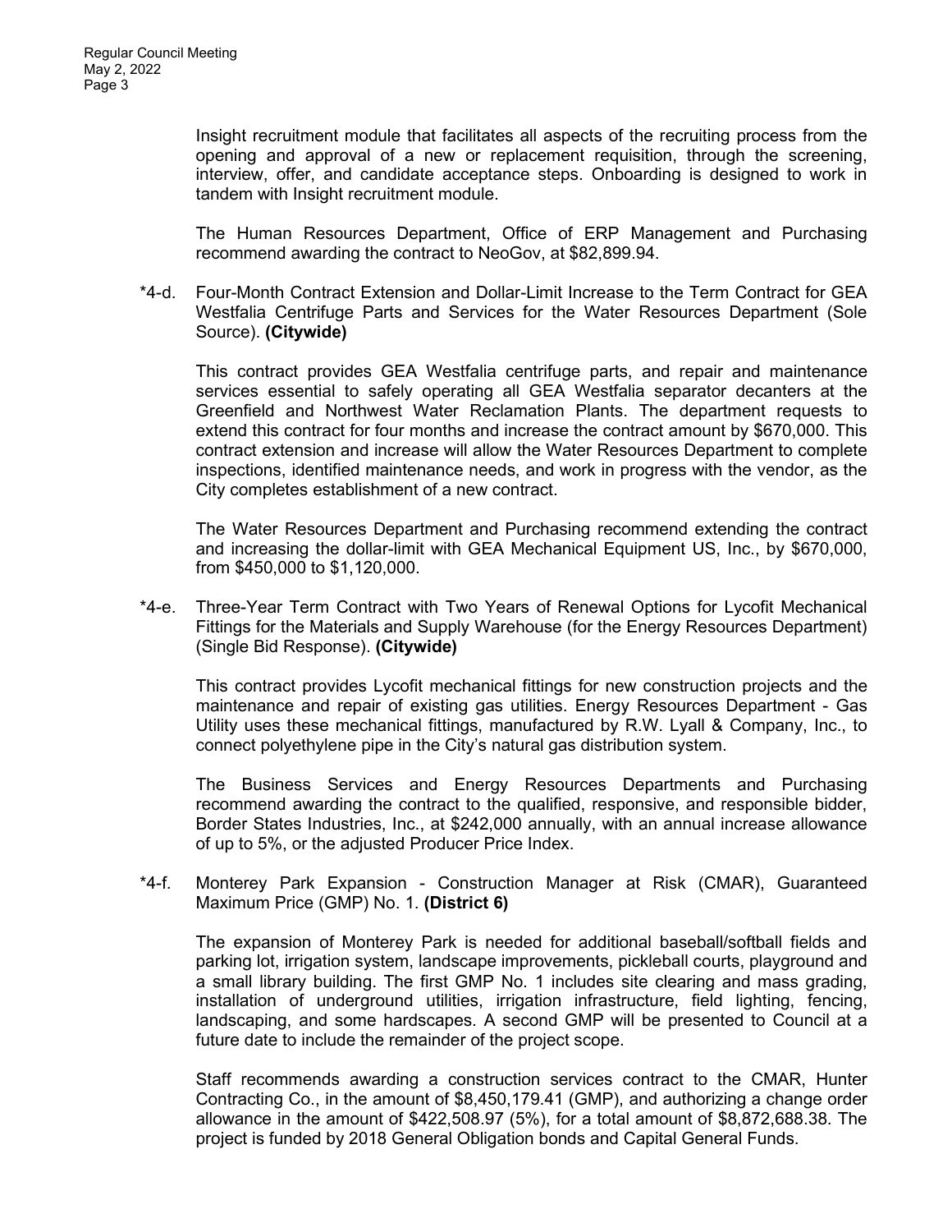Insight recruitment module that facilitates all aspects of the recruiting process from the opening and approval of a new or replacement requisition, through the screening, interview, offer, and candidate acceptance steps. Onboarding is designed to work in tandem with Insight recruitment module.

The Human Resources Department, Office of ERP Management and Purchasing recommend awarding the contract to NeoGov, at $82,899.94.

*4-d. Four-Month Contract Extension and Dollar-Limit Increase to the Term Contract for GEA Westfalia Centrifuge Parts and Services for the Water Resources Department (Sole Source). **(Citywide)**

This contract provides GEA Westfalia centrifuge parts, and repair and maintenance services essential to safely operating all GEA Westfalia separator decanters at the Greenfield and Northwest Water Reclamation Plants. The department requests to extend this contract for four months and increase the contract amount by $670,000. This contract extension and increase will allow the Water Resources Department to complete inspections, identified maintenance needs, and work in progress with the vendor, as the City completes establishment of a new contract.

The Water Resources Department and Purchasing recommend extending the contract and increasing the dollar-limit with GEA Mechanical Equipment US, Inc., by $670,000, from $450,000 to $1,120,000.

*4-e. Three-Year Term Contract with Two Years of Renewal Options for Lycofit Mechanical Fittings for the Materials and Supply Warehouse (for the Energy Resources Department) (Single Bid Response). **(Citywide)**

This contract provides Lycofit mechanical fittings for new construction projects and the maintenance and repair of existing gas utilities. Energy Resources Department - Gas Utility uses these mechanical fittings, manufactured by R.W. Lyall & Company, Inc., to connect polyethylene pipe in the City's natural gas distribution system.

The Business Services and Energy Resources Departments and Purchasing recommend awarding the contract to the qualified, responsive, and responsible bidder, Border States Industries, Inc., at $242,000 annually, with an annual increase allowance of up to 5%, or the adjusted Producer Price Index.

*4-f. Monterey Park Expansion - Construction Manager at Risk (CMAR), Guaranteed Maximum Price (GMP) No. 1. **(District 6)**

The expansion of Monterey Park is needed for additional baseball/softball fields and parking lot, irrigation system, landscape improvements, pickleball courts, playground and a small library building. The first GMP No. 1 includes site clearing and mass grading, installation of underground utilities, irrigation infrastructure, field lighting, fencing, landscaping, and some hardscapes. A second GMP will be presented to Council at a future date to include the remainder of the project scope.

Staff recommends awarding a construction services contract to the CMAR, Hunter Contracting Co., in the amount of $8,450,179.41 (GMP), and authorizing a change order allowance in the amount of $422,508.97 (5%), for a total amount of $8,872,688.38. The project is funded by 2018 General Obligation bonds and Capital General Funds.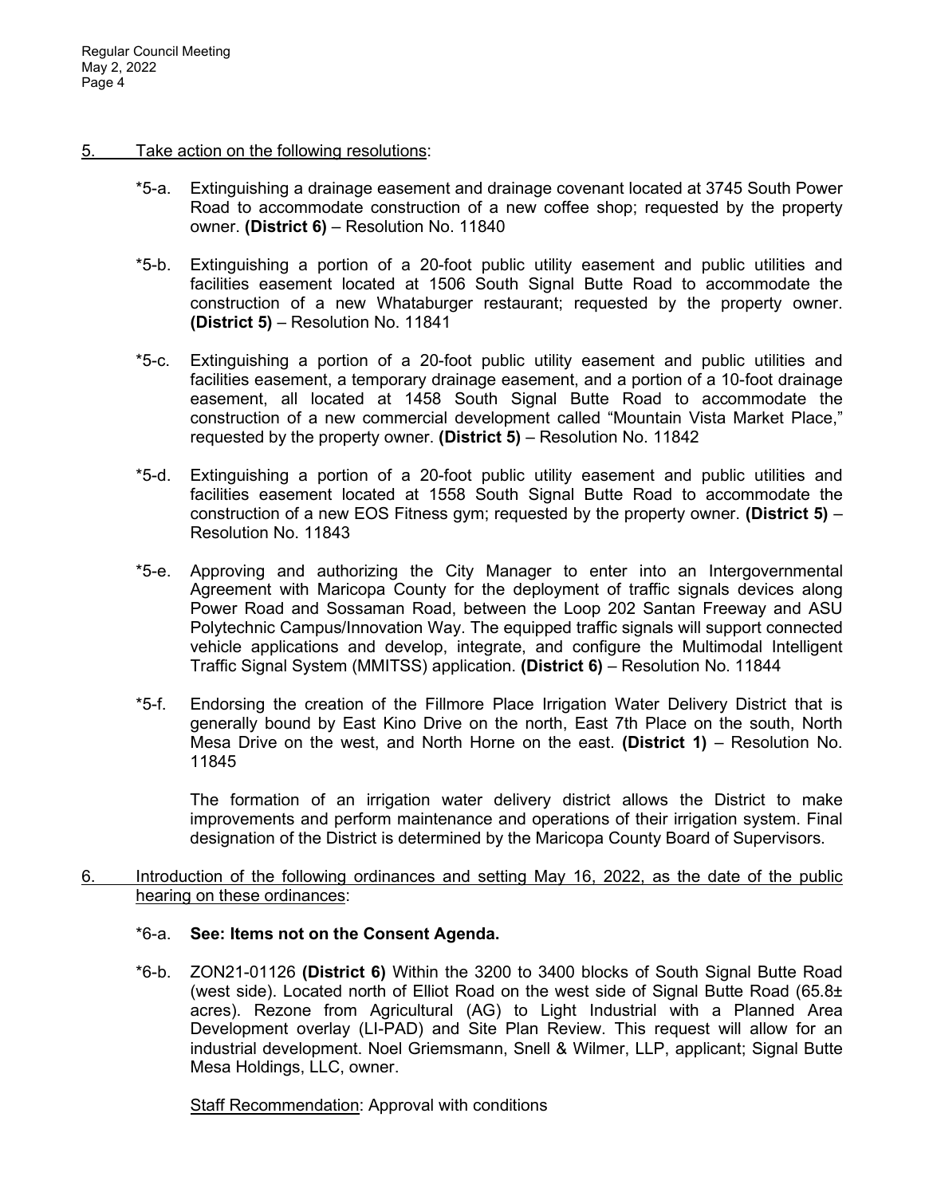5. Take action on the following resolutions:

*5-a. Extinguishing a drainage easement and drainage covenant located at 3745 South Power Road to accommodate construction of a new coffee shop; requested by the property owner. **(District 6)** – Resolution No. 11840

*5-b. Extinguishing a portion of a 20-foot public utility easement and public utilities and facilities easement located at 1506 South Signal Butte Road to accommodate the construction of a new Whataburger restaurant; requested by the property owner. **(District 5)** – Resolution No. 11841

*5-c. Extinguishing a portion of a 20-foot public utility easement and public utilities and facilities easement, a temporary drainage easement, and a portion of a 10-foot drainage easement, all located at 1458 South Signal Butte Road to accommodate the construction of a new commercial development called "Mountain Vista Market Place," requested by the property owner. **(District 5)** – Resolution No. 11842

*5-d. Extinguishing a portion of a 20-foot public utility easement and public utilities and facilities easement located at 1558 South Signal Butte Road to accommodate the construction of a new EOS Fitness gym; requested by the property owner. **(District 5)** – Resolution No. 11843

*5-e. Approving and authorizing the City Manager to enter into an Intergovernmental Agreement with Maricopa County for the deployment of traffic signals devices along Power Road and Sossaman Road, between the Loop 202 Santan Freeway and ASU Polytechnic Campus/Innovation Way. The equipped traffic signals will support connected vehicle applications and develop, integrate, and configure the Multimodal Intelligent Traffic Signal System (MMITSS) application. **(District 6)** – Resolution No. 11844

*5-f. Endorsing the creation of the Fillmore Place Irrigation Water Delivery District that is generally bound by East Kino Drive on the north, East 7th Place on the south, North Mesa Drive on the west, and North Horne on the east. **(District 1)** – Resolution No. 11845

The formation of an irrigation water delivery district allows the District to make improvements and perform maintenance and operations of their irrigation system. Final designation of the District is determined by the Maricopa County Board of Supervisors.

6. Introduction of the following ordinances and setting May 16, 2022, as the date of the public hearing on these ordinances:

*6-a. **See: Items not on the Consent Agenda.**

*6-b. ZON21-01126 **(District 6)** Within the 3200 to 3400 blocks of South Signal Butte Road (west side). Located north of Elliot Road on the west side of Signal Butte Road (65.8± acres). Rezone from Agricultural (AG) to Light Industrial with a Planned Area Development overlay (LI-PAD) and Site Plan Review. This request will allow for an industrial development. Noel Griemsmann, Snell & Wilmer, LLP, applicant; Signal Butte Mesa Holdings, LLC, owner.

Staff Recommendation: Approval with conditions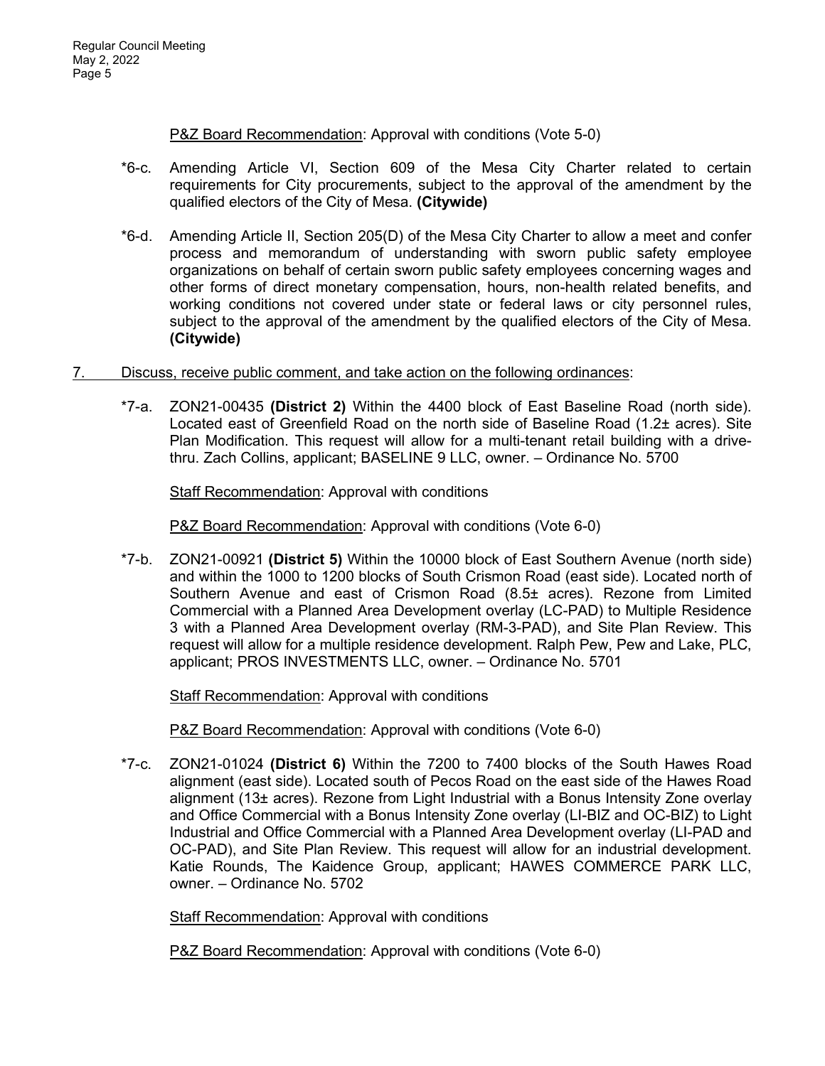<u>P&Z Board Recommendation</u>: Approval with conditions (Vote 5-0)

*6-c. Amending Article VI, Section 609 of the Mesa City Charter related to certain requirements for City procurements, subject to the approval of the amendment by the qualified electors of the City of Mesa. **(Citywide)**

*6-d. Amending Article II, Section 205(D) of the Mesa City Charter to allow a meet and confer process and memorandum of understanding with sworn public safety employee organizations on behalf of certain sworn public safety employees concerning wages and other forms of direct monetary compensation, hours, non-health related benefits, and working conditions not covered under state or federal laws or city personnel rules, subject to the approval of the amendment by the qualified electors of the City of Mesa. **(Citywide)**

7. <u>Discuss, receive public comment, and take action on the following ordinances</u>:

*7-a. ZON21-00435 **(District 2)** Within the 4400 block of East Baseline Road (north side). Located east of Greenfield Road on the north side of Baseline Road (1.2± acres). Site Plan Modification. This request will allow for a multi-tenant retail building with a drive-thru. Zach Collins, applicant; BASELINE 9 LLC, owner. – Ordinance No. 5700

<u>Staff Recommendation</u>: Approval with conditions

<u>P&Z Board Recommendation</u>: Approval with conditions (Vote 6-0)

*7-b. ZON21-00921 **(District 5)** Within the 10000 block of East Southern Avenue (north side) and within the 1000 to 1200 blocks of South Crismon Road (east side). Located north of Southern Avenue and east of Crismon Road (8.5± acres). Rezone from Limited Commercial with a Planned Area Development overlay (LC-PAD) to Multiple Residence 3 with a Planned Area Development overlay (RM-3-PAD), and Site Plan Review. This request will allow for a multiple residence development. Ralph Pew, Pew and Lake, PLC, applicant; PROS INVESTMENTS LLC, owner. – Ordinance No. 5701

<u>Staff Recommendation</u>: Approval with conditions

<u>P&Z Board Recommendation</u>: Approval with conditions (Vote 6-0)

*7-c. ZON21-01024 **(District 6)** Within the 7200 to 7400 blocks of the South Hawes Road alignment (east side). Located south of Pecos Road on the east side of the Hawes Road alignment (13± acres). Rezone from Light Industrial with a Bonus Intensity Zone overlay and Office Commercial with a Bonus Intensity Zone overlay (LI-BIZ and OC-BIZ) to Light Industrial and Office Commercial with a Planned Area Development overlay (LI-PAD and OC-PAD), and Site Plan Review. This request will allow for an industrial development. Katie Rounds, The Kaidence Group, applicant; HAWES COMMERCE PARK LLC, owner. – Ordinance No. 5702

<u>Staff Recommendation</u>: Approval with conditions

<u>P&Z Board Recommendation</u>: Approval with conditions (Vote 6-0)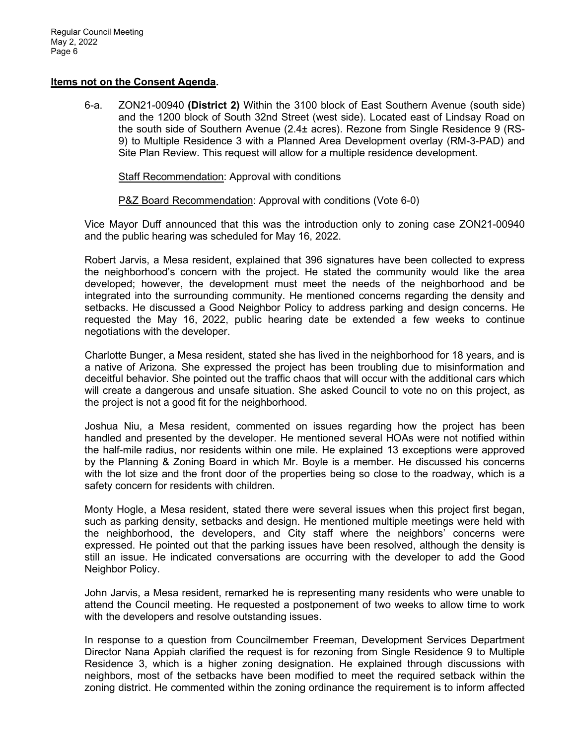**Items not on the Consent Agenda.**

6-a. ZON21-00940 **(District 2)** Within the 3100 block of East Southern Avenue (south side) and the 1200 block of South 32nd Street (west side). Located east of Lindsay Road on the south side of Southern Avenue (2.4± acres). Rezone from Single Residence 9 (RS-9) to Multiple Residence 3 with a Planned Area Development overlay (RM-3-PAD) and Site Plan Review. This request will allow for a multiple residence development.

Staff Recommendation: Approval with conditions

P&Z Board Recommendation: Approval with conditions (Vote 6-0)

Vice Mayor Duff announced that this was the introduction only to zoning case ZON21-00940 and the public hearing was scheduled for May 16, 2022.

Robert Jarvis, a Mesa resident, explained that 396 signatures have been collected to express the neighborhood's concern with the project. He stated the community would like the area developed; however, the development must meet the needs of the neighborhood and be integrated into the surrounding community. He mentioned concerns regarding the density and setbacks. He discussed a Good Neighbor Policy to address parking and design concerns. He requested the May 16, 2022, public hearing date be extended a few weeks to continue negotiations with the developer.

Charlotte Bunger, a Mesa resident, stated she has lived in the neighborhood for 18 years, and is a native of Arizona. She expressed the project has been troubling due to misinformation and deceitful behavior. She pointed out the traffic chaos that will occur with the additional cars which will create a dangerous and unsafe situation. She asked Council to vote no on this project, as the project is not a good fit for the neighborhood.

Joshua Niu, a Mesa resident, commented on issues regarding how the project has been handled and presented by the developer. He mentioned several HOAs were not notified within the half-mile radius, nor residents within one mile. He explained 13 exceptions were approved by the Planning & Zoning Board in which Mr. Boyle is a member. He discussed his concerns with the lot size and the front door of the properties being so close to the roadway, which is a safety concern for residents with children.

Monty Hogle, a Mesa resident, stated there were several issues when this project first began, such as parking density, setbacks and design. He mentioned multiple meetings were held with the neighborhood, the developers, and City staff where the neighbors' concerns were expressed. He pointed out that the parking issues have been resolved, although the density is still an issue. He indicated conversations are occurring with the developer to add the Good Neighbor Policy.

John Jarvis, a Mesa resident, remarked he is representing many residents who were unable to attend the Council meeting. He requested a postponement of two weeks to allow time to work with the developers and resolve outstanding issues.

In response to a question from Councilmember Freeman, Development Services Department Director Nana Appiah clarified the request is for rezoning from Single Residence 9 to Multiple Residence 3, which is a higher zoning designation. He explained through discussions with neighbors, most of the setbacks have been modified to meet the required setback within the zoning district. He commented within the zoning ordinance the requirement is to inform affected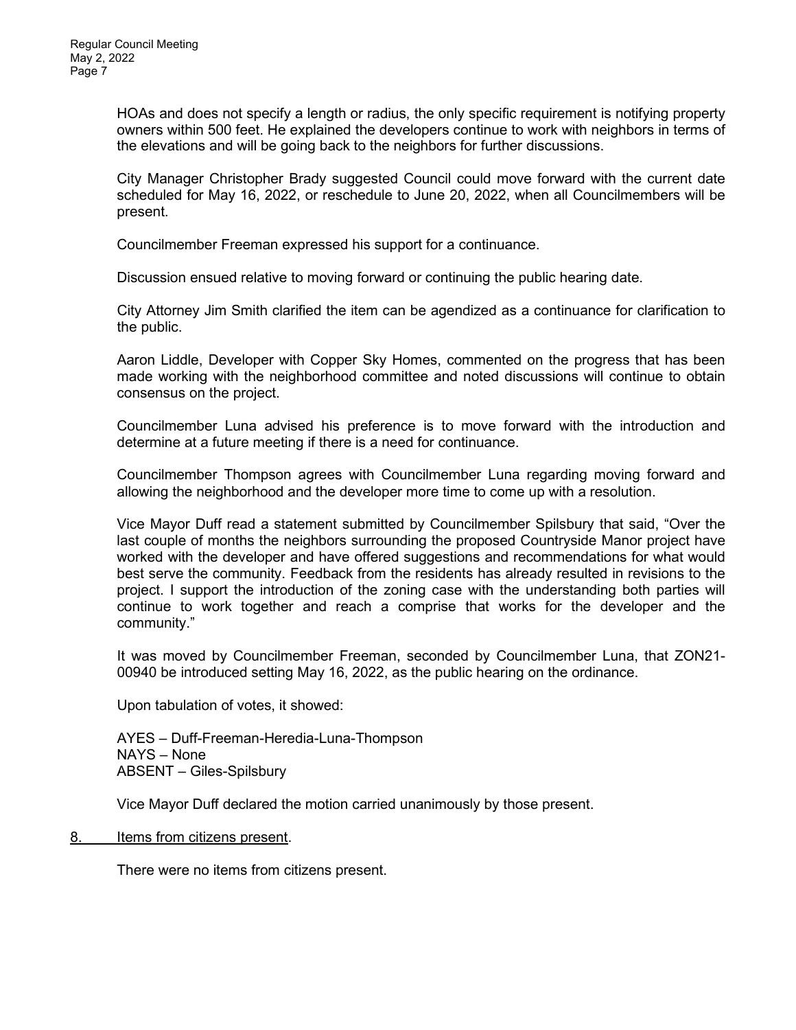HOAs and does not specify a length or radius, the only specific requirement is notifying property owners within 500 feet. He explained the developers continue to work with neighbors in terms of the elevations and will be going back to the neighbors for further discussions.

City Manager Christopher Brady suggested Council could move forward with the current date scheduled for May 16, 2022, or reschedule to June 20, 2022, when all Councilmembers will be present.

Councilmember Freeman expressed his support for a continuance.

Discussion ensued relative to moving forward or continuing the public hearing date.

City Attorney Jim Smith clarified the item can be agendized as a continuance for clarification to the public.

Aaron Liddle, Developer with Copper Sky Homes, commented on the progress that has been made working with the neighborhood committee and noted discussions will continue to obtain consensus on the project.

Councilmember Luna advised his preference is to move forward with the introduction and determine at a future meeting if there is a need for continuance.

Councilmember Thompson agrees with Councilmember Luna regarding moving forward and allowing the neighborhood and the developer more time to come up with a resolution.

Vice Mayor Duff read a statement submitted by Councilmember Spilsbury that said, "Over the last couple of months the neighbors surrounding the proposed Countryside Manor project have worked with the developer and have offered suggestions and recommendations for what would best serve the community. Feedback from the residents has already resulted in revisions to the project. I support the introduction of the zoning case with the understanding both parties will continue to work together and reach a comprise that works for the developer and the community."

It was moved by Councilmember Freeman, seconded by Councilmember Luna, that ZON21-00940 be introduced setting May 16, 2022, as the public hearing on the ordinance.

Upon tabulation of votes, it showed:

AYES – Duff-Freeman-Heredia-Luna-Thompson
NAYS – None
ABSENT – Giles-Spilsbury

Vice Mayor Duff declared the motion carried unanimously by those present.

8. Items from citizens present.

There were no items from citizens present.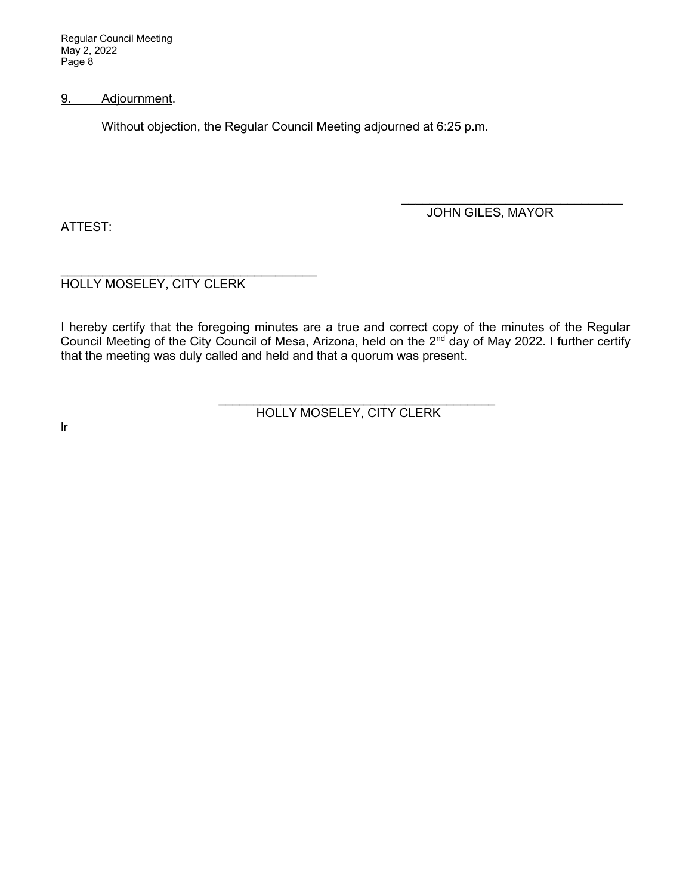9. Adjournment.

Without objection, the Regular Council Meeting adjourned at 6:25 p.m.

\_\_\_\_\_\_\_\_\_\_\_\_\_\_\_\_\_\_\_\_\_\_\_\_\_\_\_\_\_\_\_\_\_
JOHN GILES, MAYOR

ATTEST:

\_\_\_\_\_\_\_\_\_\_\_\_\_\_\_\_\_\_\_\_\_\_\_\_\_\_\_\_\_\_\_\_\_
HOLLY MOSELEY, CITY CLERK

I hereby certify that the foregoing minutes are a true and correct copy of the minutes of the Regular Council Meeting of the City Council of Mesa, Arizona, held on the 2nd day of May 2022. I further certify that the meeting was duly called and held and that a quorum was present.

\_\_\_\_\_\_\_\_\_\_\_\_\_\_\_\_\_\_\_\_\_\_\_\_\_\_\_\_\_\_\_\_\_
HOLLY MOSELEY, CITY CLERK

lr